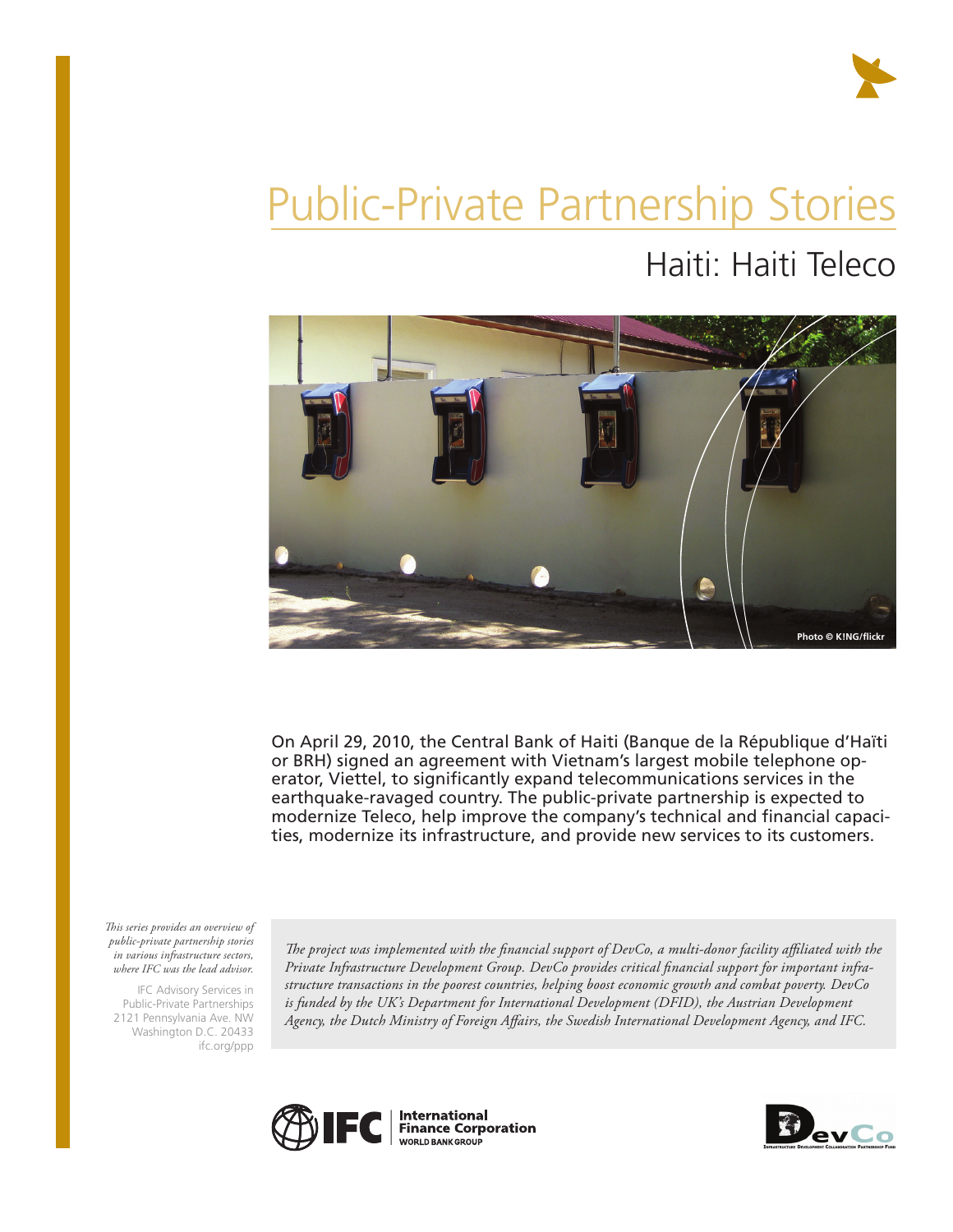# Public-Private Partnership Stories

## Haiti: Haiti Teleco

Photo © K!NG/flickr

On April 29, 2010, the Central Bank of Haiti (Banque de la République d'Haïti or BRH) signed an agreement with Vietnam's largest mobile telephone operator, Viettel, to significantly expand telecommunications services in the earthquake-ravaged country. The public-private partnership is expected to modernize Teleco, help improve the company's technical and financial capacities, modernize its infrastructure, and provide new services to its customers.

*This series provides an overview of public-private partnership stories in various infrastructure sectors, where IFC was the lead advisor.*

IFC Advisory Services in Public-Private Partnerships
2121 Pennsylvania Ave. NW
Washington D.C. 20433
ifc.org/ppp

*The project was implemented with the financial support of DevCo, a multi-donor facility affiliated with the Private Infrastructure Development Group. DevCo provides critical financial support for important infrastructure transactions in the poorest countries, helping boost economic growth and combat poverty. DevCo is funded by the UK's Department for International Development (DFID), the Austrian Development Agency, the Dutch Ministry of Foreign Affairs, the Swedish International Development Agency, and IFC.*

IFC | International Finance Corporation WORLD BANK GROUP

DevCo — Infrastructure Development Collaboration Partnership Fund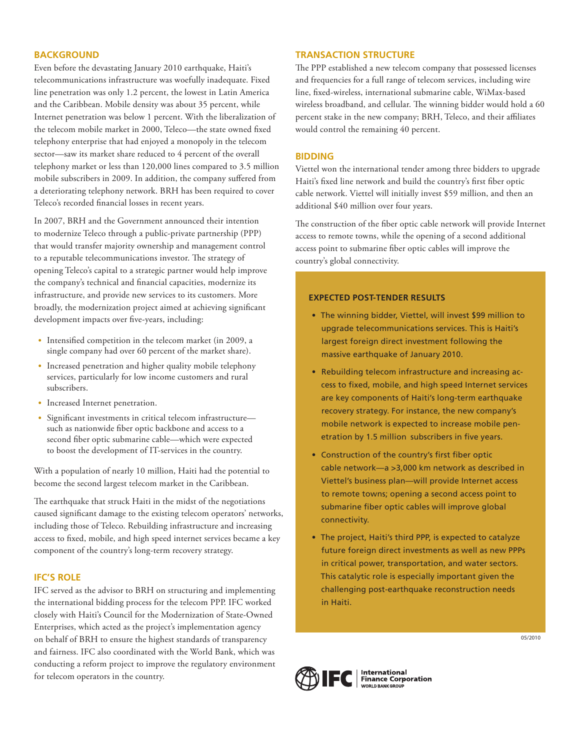## BACKGROUND

Even before the devastating January 2010 earthquake, Haiti's telecommunications infrastructure was woefully inadequate. Fixed line penetration was only 1.2 percent, the lowest in Latin America and the Caribbean. Mobile density was about 35 percent, while Internet penetration was below 1 percent. With the liberalization of the telecom mobile market in 2000, Teleco—the state owned fixed telephony enterprise that had enjoyed a monopoly in the telecom sector—saw its market share reduced to 4 percent of the overall telephony market or less than 120,000 lines compared to 3.5 million mobile subscribers in 2009. In addition, the company suffered from a deteriorating telephony network. BRH has been required to cover Teleco's recorded financial losses in recent years.

In 2007, BRH and the Government announced their intention to modernize Teleco through a public-private partnership (PPP) that would transfer majority ownership and management control to a reputable telecommunications investor. The strategy of opening Teleco's capital to a strategic partner would help improve the company's technical and financial capacities, modernize its infrastructure, and provide new services to its customers. More broadly, the modernization project aimed at achieving significant development impacts over five-years, including:

- Intensified competition in the telecom market (in 2009, a single company had over 60 percent of the market share).
- Increased penetration and higher quality mobile telephony services, particularly for low income customers and rural subscribers.
- Increased Internet penetration.
- Significant investments in critical telecom infrastructure—such as nationwide fiber optic backbone and access to a second fiber optic submarine cable—which were expected to boost the development of IT-services in the country.

With a population of nearly 10 million, Haiti had the potential to become the second largest telecom market in the Caribbean.

The earthquake that struck Haiti in the midst of the negotiations caused significant damage to the existing telecom operators' networks, including those of Teleco. Rebuilding infrastructure and increasing access to fixed, mobile, and high speed internet services became a key component of the country's long-term recovery strategy.

## IFC'S ROLE

IFC served as the advisor to BRH on structuring and implementing the international bidding process for the telecom PPP. IFC worked closely with Haiti's Council for the Modernization of State-Owned Enterprises, which acted as the project's implementation agency on behalf of BRH to ensure the highest standards of transparency and fairness. IFC also coordinated with the World Bank, which was conducting a reform project to improve the regulatory environment for telecom operators in the country.

## TRANSACTION STRUCTURE

The PPP established a new telecom company that possessed licenses and frequencies for a full range of telecom services, including wire line, fixed-wireless, international submarine cable, WiMax-based wireless broadband, and cellular. The winning bidder would hold a 60 percent stake in the new company; BRH, Teleco, and their affiliates would control the remaining 40 percent.

## BIDDING

Viettel won the international tender among three bidders to upgrade Haiti's fixed line network and build the country's first fiber optic cable network. Viettel will initially invest $59 million, and then an additional $40 million over four years.

The construction of the fiber optic cable network will provide Internet access to remote towns, while the opening of a second additional access point to submarine fiber optic cables will improve the country's global connectivity.

### EXPECTED POST-TENDER RESULTS

- The winning bidder, Viettel, will invest $99 million to upgrade telecommunications services. This is Haiti's largest foreign direct investment following the massive earthquake of January 2010.
- Rebuilding telecom infrastructure and increasing access to fixed, mobile, and high speed Internet services are key components of Haiti's long-term earthquake recovery strategy. For instance, the new company's mobile network is expected to increase mobile penetration by 1.5 million subscribers in five years.
- Construction of the country's first fiber optic cable network—a >3,000 km network as described in Viettel's business plan—will provide Internet access to remote towns; opening a second access point to submarine fiber optic cables will improve global connectivity.
- The project, Haiti's third PPP, is expected to catalyze future foreign direct investments as well as new PPPs in critical power, transportation, and water sectors. This catalytic role is especially important given the challenging post-earthquake reconstruction needs in Haiti.

05/2010

IFC International Finance Corporation
WORLD BANK GROUP